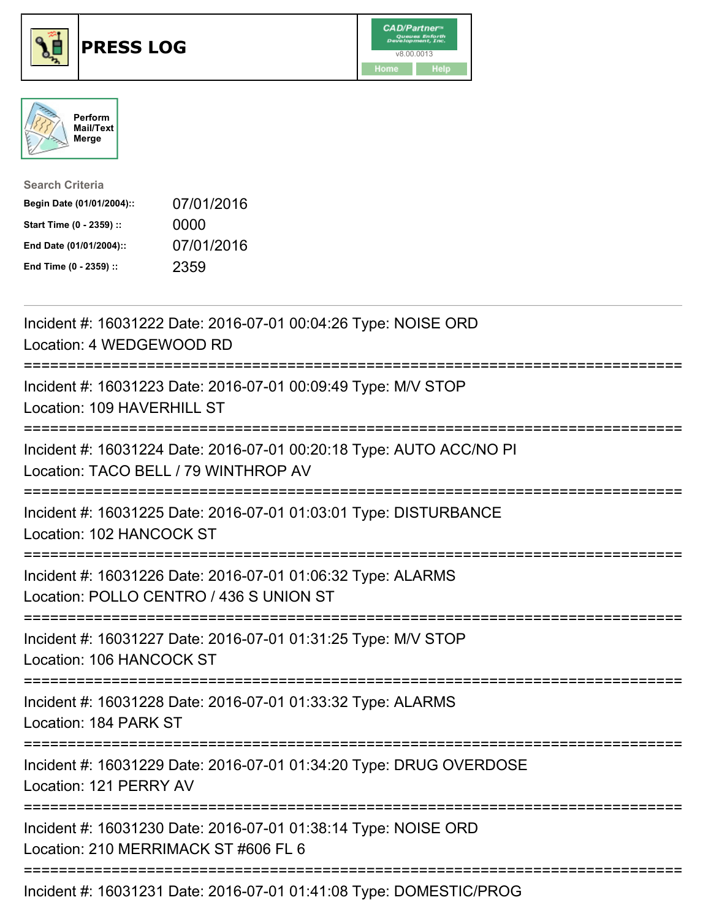# PRESS LOG

Perform Mail/Text Merge

**Search Criteria**

| | |
|---|---|
| **Begin Date (01/01/2004)::** | 07/01/2016 |
| **Start Time (0 - 2359) ::** | 0000 |
| **End Date (01/01/2004)::** | 07/01/2016 |
| **End Time (0 - 2359) ::** | 2359 |

---

Incident #: 16031222 Date: 2016-07-01 00:04:26 Type: NOISE ORD
Location: 4 WEDGEWOOD RD

===========================================================================

Incident #: 16031223 Date: 2016-07-01 00:09:49 Type: M/V STOP
Location: 109 HAVERHILL ST

===========================================================================

Incident #: 16031224 Date: 2016-07-01 00:20:18 Type: AUTO ACC/NO PI
Location: TACO BELL / 79 WINTHROP AV

===========================================================================

Incident #: 16031225 Date: 2016-07-01 01:03:01 Type: DISTURBANCE
Location: 102 HANCOCK ST

===========================================================================

Incident #: 16031226 Date: 2016-07-01 01:06:32 Type: ALARMS
Location: POLLO CENTRO / 436 S UNION ST

===========================================================================

Incident #: 16031227 Date: 2016-07-01 01:31:25 Type: M/V STOP
Location: 106 HANCOCK ST

===========================================================================

Incident #: 16031228 Date: 2016-07-01 01:33:32 Type: ALARMS
Location: 184 PARK ST

===========================================================================

Incident #: 16031229 Date: 2016-07-01 01:34:20 Type: DRUG OVERDOSE
Location: 121 PERRY AV

===========================================================================

Incident #: 16031230 Date: 2016-07-01 01:38:14 Type: NOISE ORD
Location: 210 MERRIMACK ST #606 FL 6

===========================================================================

Incident #: 16031231 Date: 2016-07-01 01:41:08 Type: DOMESTIC/PROG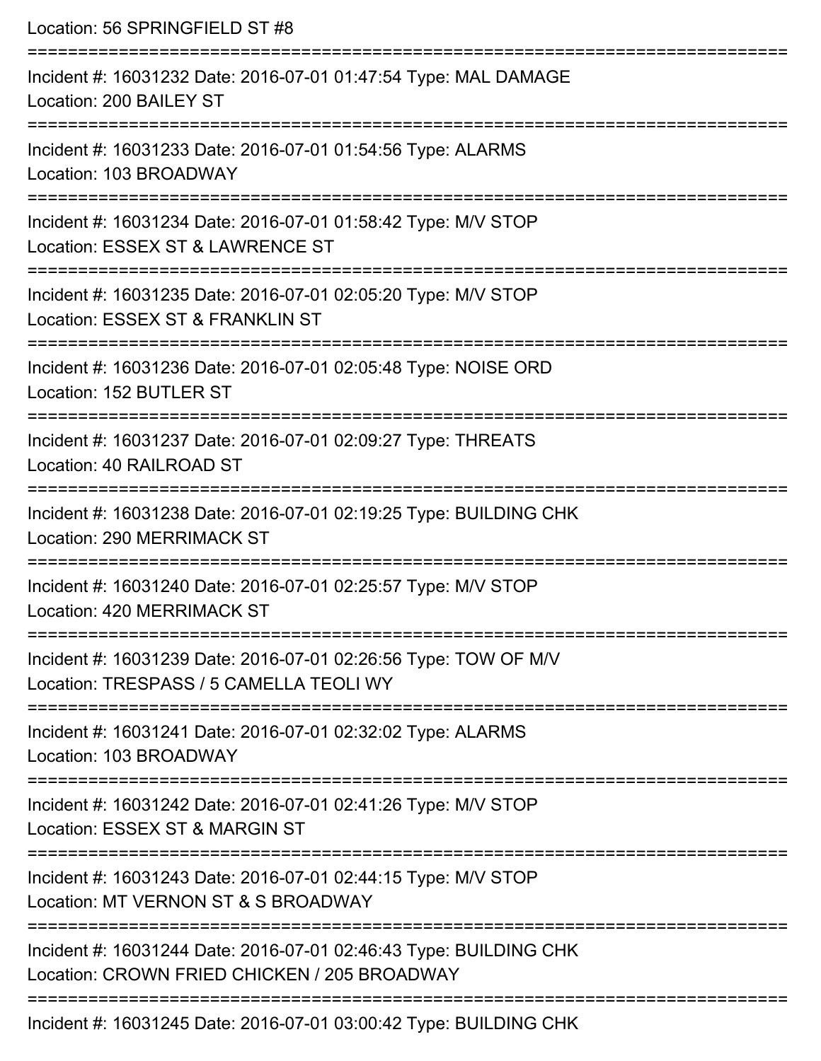Location: 56 SPRINGFIELD ST #8

===========================================================================

Incident #: 16031232 Date: 2016-07-01 01:47:54 Type: MAL DAMAGE
Location: 200 BAILEY ST

===========================================================================

Incident #: 16031233 Date: 2016-07-01 01:54:56 Type: ALARMS
Location: 103 BROADWAY

===========================================================================

Incident #: 16031234 Date: 2016-07-01 01:58:42 Type: M/V STOP
Location: ESSEX ST & LAWRENCE ST

===========================================================================

Incident #: 16031235 Date: 2016-07-01 02:05:20 Type: M/V STOP
Location: ESSEX ST & FRANKLIN ST

===========================================================================

Incident #: 16031236 Date: 2016-07-01 02:05:48 Type: NOISE ORD
Location: 152 BUTLER ST

===========================================================================

Incident #: 16031237 Date: 2016-07-01 02:09:27 Type: THREATS
Location: 40 RAILROAD ST

===========================================================================

Incident #: 16031238 Date: 2016-07-01 02:19:25 Type: BUILDING CHK
Location: 290 MERRIMACK ST

===========================================================================

Incident #: 16031240 Date: 2016-07-01 02:25:57 Type: M/V STOP
Location: 420 MERRIMACK ST

===========================================================================

Incident #: 16031239 Date: 2016-07-01 02:26:56 Type: TOW OF M/V
Location: TRESPASS / 5 CAMELLA TEOLI WY

===========================================================================

Incident #: 16031241 Date: 2016-07-01 02:32:02 Type: ALARMS
Location: 103 BROADWAY

===========================================================================

Incident #: 16031242 Date: 2016-07-01 02:41:26 Type: M/V STOP
Location: ESSEX ST & MARGIN ST

===========================================================================

Incident #: 16031243 Date: 2016-07-01 02:44:15 Type: M/V STOP
Location: MT VERNON ST & S BROADWAY

===========================================================================

Incident #: 16031244 Date: 2016-07-01 02:46:43 Type: BUILDING CHK
Location: CROWN FRIED CHICKEN / 205 BROADWAY

===========================================================================

Incident #: 16031245 Date: 2016-07-01 03:00:42 Type: BUILDING CHK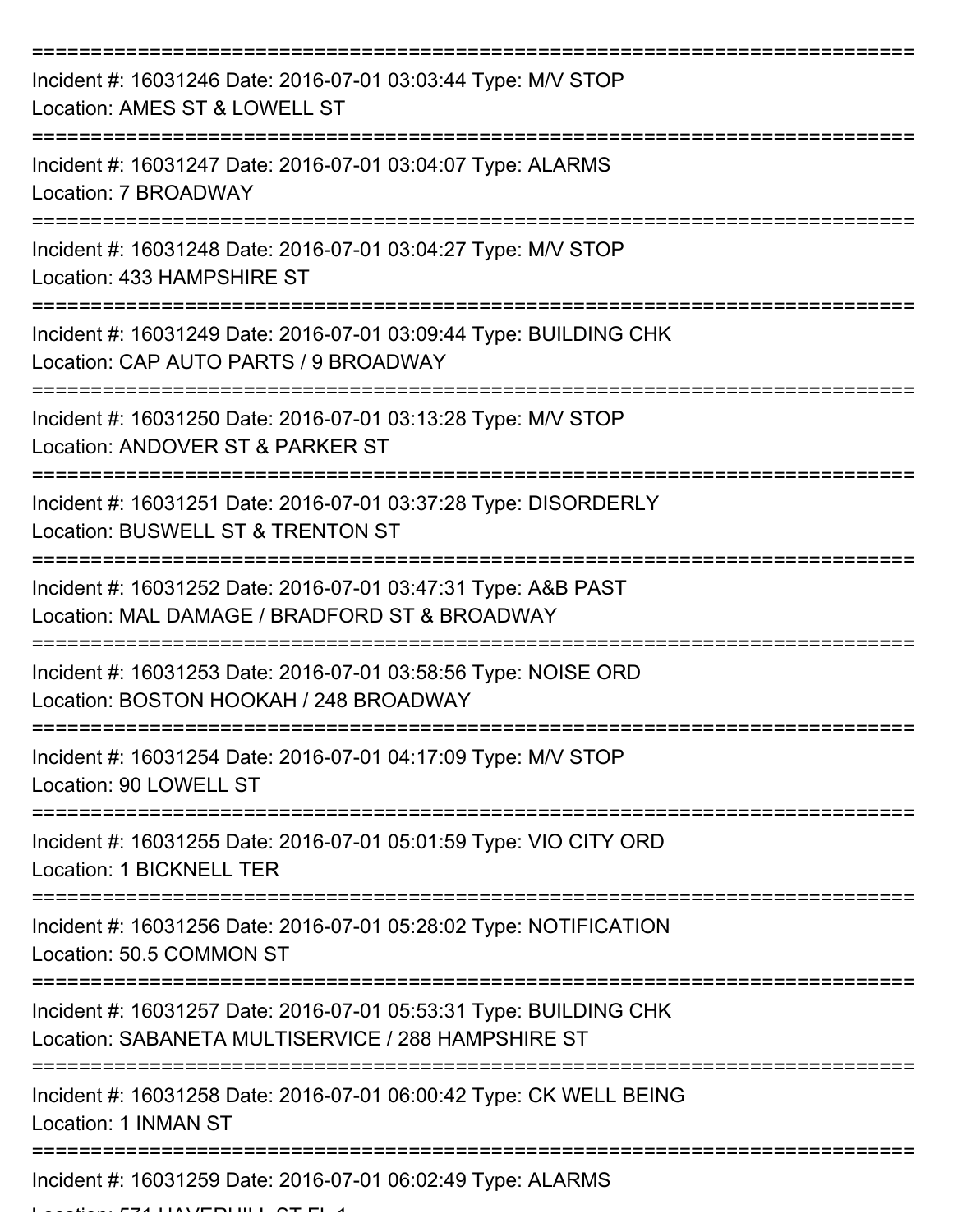Incident #: 16031246 Date: 2016-07-01 03:03:44 Type: M/V STOP
Location: AMES ST & LOWELL ST

---

Incident #: 16031247 Date: 2016-07-01 03:04:07 Type: ALARMS
Location: 7 BROADWAY

---

Incident #: 16031248 Date: 2016-07-01 03:04:27 Type: M/V STOP
Location: 433 HAMPSHIRE ST

---

Incident #: 16031249 Date: 2016-07-01 03:09:44 Type: BUILDING CHK
Location: CAP AUTO PARTS / 9 BROADWAY

---

Incident #: 16031250 Date: 2016-07-01 03:13:28 Type: M/V STOP
Location: ANDOVER ST & PARKER ST

---

Incident #: 16031251 Date: 2016-07-01 03:37:28 Type: DISORDERLY
Location: BUSWELL ST & TRENTON ST

---

Incident #: 16031252 Date: 2016-07-01 03:47:31 Type: A&B PAST
Location: MAL DAMAGE / BRADFORD ST & BROADWAY

---

Incident #: 16031253 Date: 2016-07-01 03:58:56 Type: NOISE ORD
Location: BOSTON HOOKAH / 248 BROADWAY

---

Incident #: 16031254 Date: 2016-07-01 04:17:09 Type: M/V STOP
Location: 90 LOWELL ST

---

Incident #: 16031255 Date: 2016-07-01 05:01:59 Type: VIO CITY ORD
Location: 1 BICKNELL TER

---

Incident #: 16031256 Date: 2016-07-01 05:28:02 Type: NOTIFICATION
Location: 50.5 COMMON ST

---

Incident #: 16031257 Date: 2016-07-01 05:53:31 Type: BUILDING CHK
Location: SABANETA MULTISERVICE / 288 HAMPSHIRE ST

---

Incident #: 16031258 Date: 2016-07-01 06:00:42 Type: CK WELL BEING
Location: 1 INMAN ST

---

Incident #: 16031259 Date: 2016-07-01 06:02:49 Type: ALARMS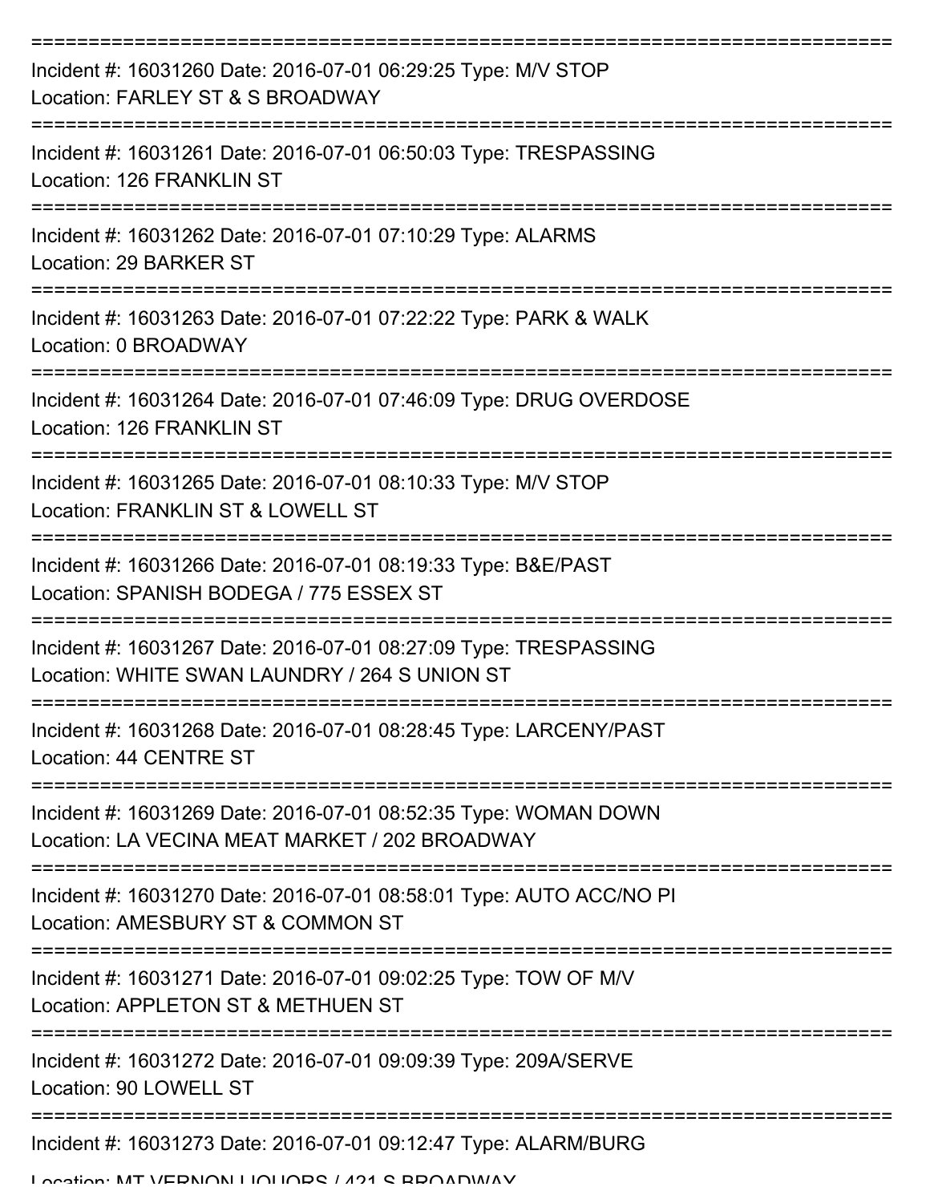===========================================================================

Incident #: 16031260 Date: 2016-07-01 06:29:25 Type: M/V STOP

Location: FARLEY ST & S BROADWAY

===========================================================================

Incident #: 16031261 Date: 2016-07-01 06:50:03 Type: TRESPASSING

Location: 126 FRANKLIN ST

===========================================================================

Incident #: 16031262 Date: 2016-07-01 07:10:29 Type: ALARMS

Location: 29 BARKER ST

===========================================================================

Incident #: 16031263 Date: 2016-07-01 07:22:22 Type: PARK & WALK

Location: 0 BROADWAY

===========================================================================

Incident #: 16031264 Date: 2016-07-01 07:46:09 Type: DRUG OVERDOSE

Location: 126 FRANKLIN ST

===========================================================================

Incident #: 16031265 Date: 2016-07-01 08:10:33 Type: M/V STOP

Location: FRANKLIN ST & LOWELL ST

===========================================================================

Incident #: 16031266 Date: 2016-07-01 08:19:33 Type: B&E/PAST

Location: SPANISH BODEGA / 775 ESSEX ST

===========================================================================

Incident #: 16031267 Date: 2016-07-01 08:27:09 Type: TRESPASSING

Location: WHITE SWAN LAUNDRY / 264 S UNION ST

===========================================================================

Incident #: 16031268 Date: 2016-07-01 08:28:45 Type: LARCENY/PAST

Location: 44 CENTRE ST

===========================================================================

Incident #: 16031269 Date: 2016-07-01 08:52:35 Type: WOMAN DOWN

Location: LA VECINA MEAT MARKET / 202 BROADWAY

===========================================================================

Incident #: 16031270 Date: 2016-07-01 08:58:01 Type: AUTO ACC/NO PI

Location: AMESBURY ST & COMMON ST

===========================================================================

Incident #: 16031271 Date: 2016-07-01 09:02:25 Type: TOW OF M/V

Location: APPLETON ST & METHUEN ST

===========================================================================

Incident #: 16031272 Date: 2016-07-01 09:09:39 Type: 209A/SERVE

Location: 90 LOWELL ST

===========================================================================

Incident #: 16031273 Date: 2016-07-01 09:12:47 Type: ALARM/BURG

Location: MT VERNON LIQUORS / 421 S BROADWAY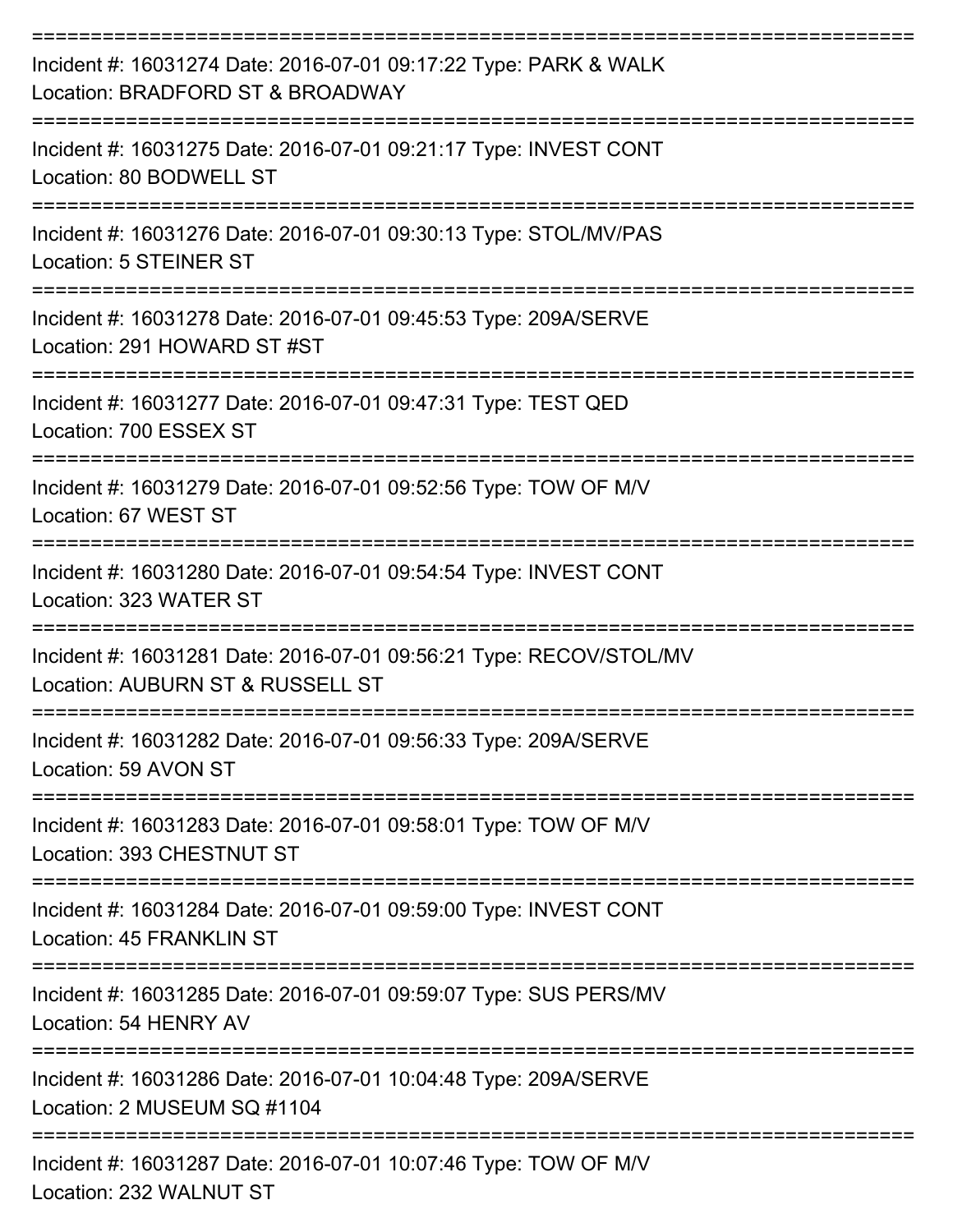===========================================================================

Incident #: 16031274 Date: 2016-07-01 09:17:22 Type: PARK & WALK
Location: BRADFORD ST & BROADWAY

===========================================================================

Incident #: 16031275 Date: 2016-07-01 09:21:17 Type: INVEST CONT
Location: 80 BODWELL ST

===========================================================================

Incident #: 16031276 Date: 2016-07-01 09:30:13 Type: STOL/MV/PAS
Location: 5 STEINER ST

===========================================================================

Incident #: 16031278 Date: 2016-07-01 09:45:53 Type: 209A/SERVE
Location: 291 HOWARD ST #ST

===========================================================================

Incident #: 16031277 Date: 2016-07-01 09:47:31 Type: TEST QED
Location: 700 ESSEX ST

===========================================================================

Incident #: 16031279 Date: 2016-07-01 09:52:56 Type: TOW OF M/V
Location: 67 WEST ST

===========================================================================

Incident #: 16031280 Date: 2016-07-01 09:54:54 Type: INVEST CONT
Location: 323 WATER ST

===========================================================================

Incident #: 16031281 Date: 2016-07-01 09:56:21 Type: RECOV/STOL/MV
Location: AUBURN ST & RUSSELL ST

===========================================================================

Incident #: 16031282 Date: 2016-07-01 09:56:33 Type: 209A/SERVE
Location: 59 AVON ST

===========================================================================

Incident #: 16031283 Date: 2016-07-01 09:58:01 Type: TOW OF M/V
Location: 393 CHESTNUT ST

===========================================================================

Incident #: 16031284 Date: 2016-07-01 09:59:00 Type: INVEST CONT
Location: 45 FRANKLIN ST

===========================================================================

Incident #: 16031285 Date: 2016-07-01 09:59:07 Type: SUS PERS/MV
Location: 54 HENRY AV

===========================================================================

Incident #: 16031286 Date: 2016-07-01 10:04:48 Type: 209A/SERVE
Location: 2 MUSEUM SQ #1104

===========================================================================

Incident #: 16031287 Date: 2016-07-01 10:07:46 Type: TOW OF M/V
Location: 232 WALNUT ST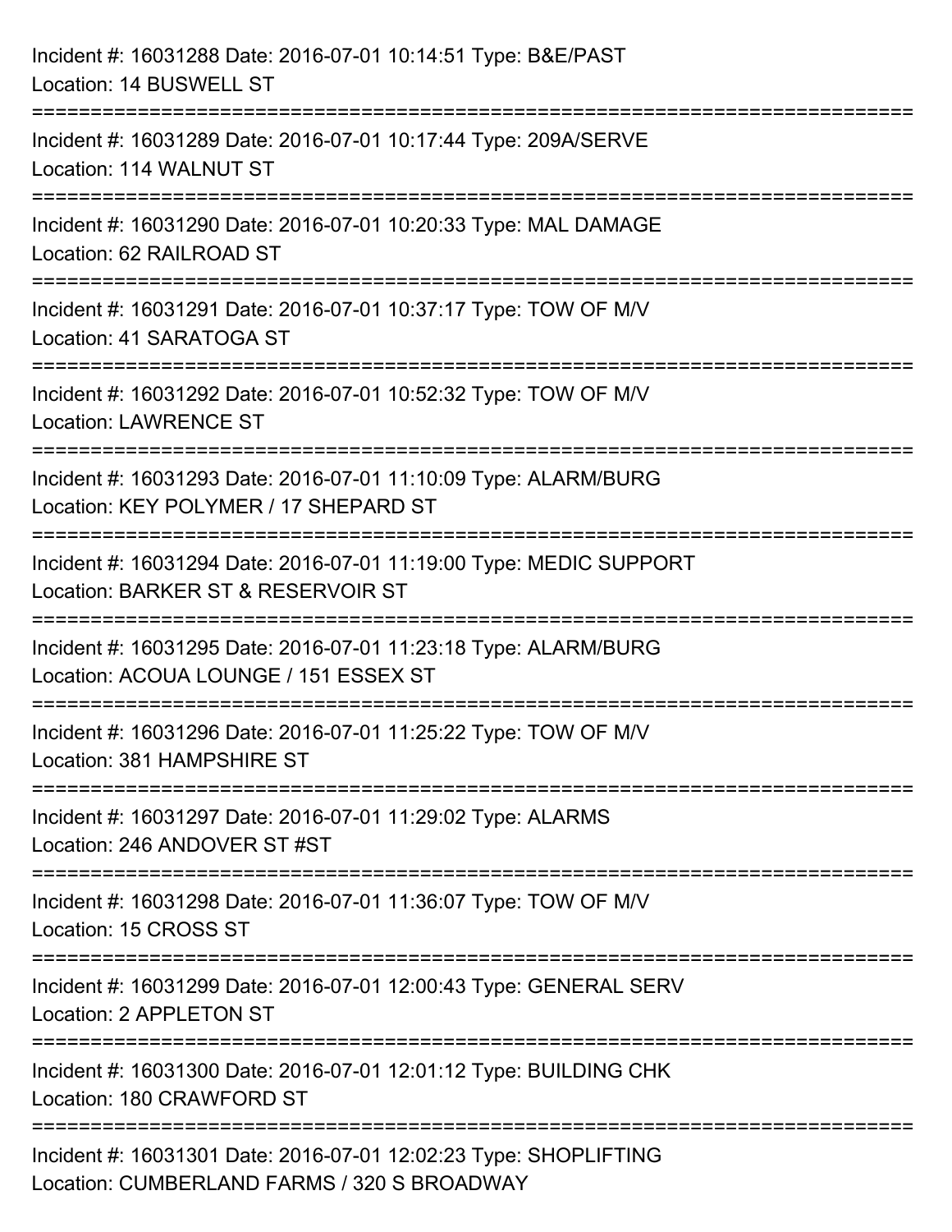Incident #: 16031288 Date: 2016-07-01 10:14:51 Type: B&E/PAST
Location: 14 BUSWELL ST

===========================================================================

Incident #: 16031289 Date: 2016-07-01 10:17:44 Type: 209A/SERVE
Location: 114 WALNUT ST

===========================================================================

Incident #: 16031290 Date: 2016-07-01 10:20:33 Type: MAL DAMAGE
Location: 62 RAILROAD ST

===========================================================================

Incident #: 16031291 Date: 2016-07-01 10:37:17 Type: TOW OF M/V
Location: 41 SARATOGA ST

===========================================================================

Incident #: 16031292 Date: 2016-07-01 10:52:32 Type: TOW OF M/V
Location: LAWRENCE ST

===========================================================================

Incident #: 16031293 Date: 2016-07-01 11:10:09 Type: ALARM/BURG
Location: KEY POLYMER / 17 SHEPARD ST

===========================================================================

Incident #: 16031294 Date: 2016-07-01 11:19:00 Type: MEDIC SUPPORT
Location: BARKER ST & RESERVOIR ST

===========================================================================

Incident #: 16031295 Date: 2016-07-01 11:23:18 Type: ALARM/BURG
Location: ACOUA LOUNGE / 151 ESSEX ST

===========================================================================

Incident #: 16031296 Date: 2016-07-01 11:25:22 Type: TOW OF M/V
Location: 381 HAMPSHIRE ST

===========================================================================

Incident #: 16031297 Date: 2016-07-01 11:29:02 Type: ALARMS
Location: 246 ANDOVER ST #ST

===========================================================================

Incident #: 16031298 Date: 2016-07-01 11:36:07 Type: TOW OF M/V
Location: 15 CROSS ST

===========================================================================

Incident #: 16031299 Date: 2016-07-01 12:00:43 Type: GENERAL SERV
Location: 2 APPLETON ST

===========================================================================

Incident #: 16031300 Date: 2016-07-01 12:01:12 Type: BUILDING CHK
Location: 180 CRAWFORD ST

===========================================================================

Incident #: 16031301 Date: 2016-07-01 12:02:23 Type: SHOPLIFTING
Location: CUMBERLAND FARMS / 320 S BROADWAY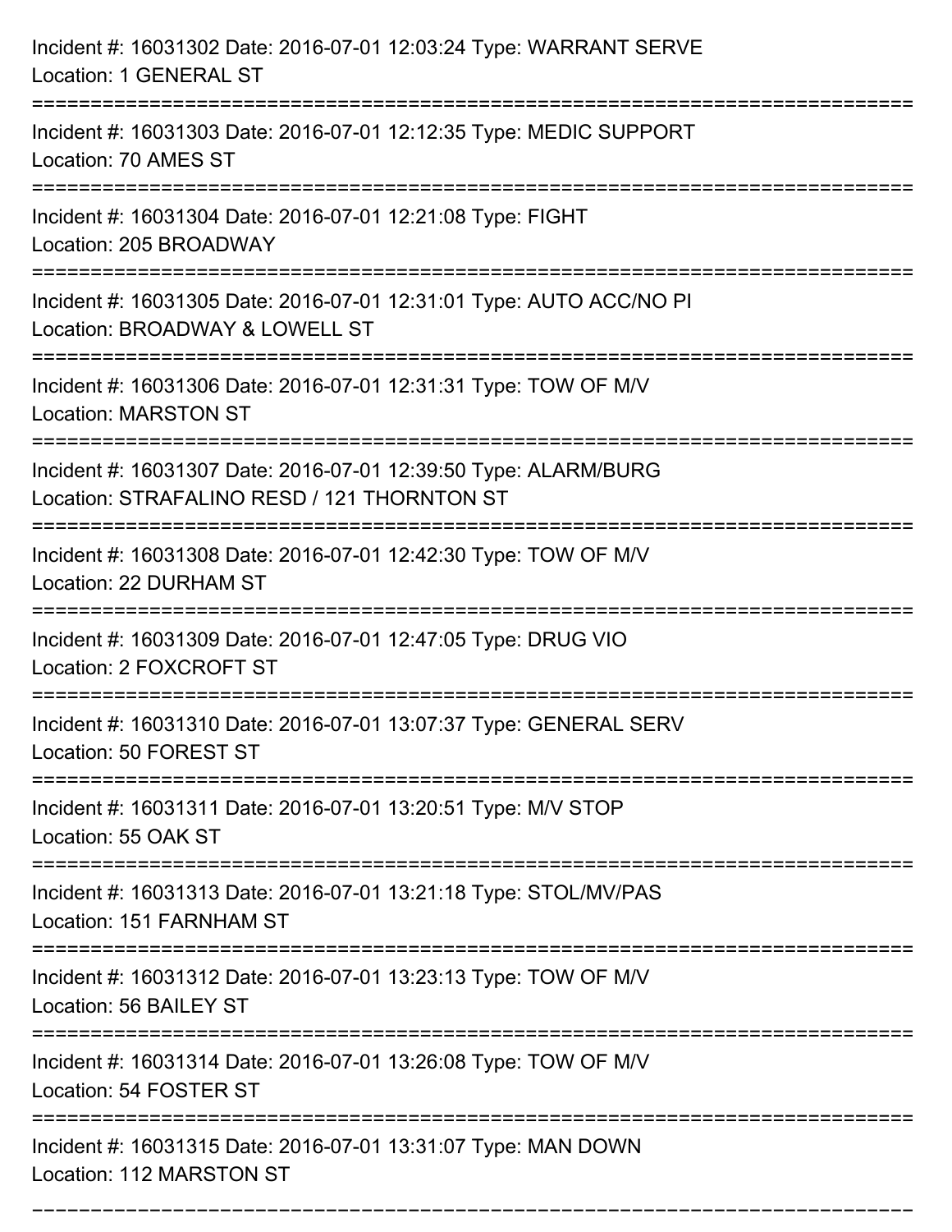Incident #: 16031302 Date: 2016-07-01 12:03:24 Type: WARRANT SERVE
Location: 1 GENERAL ST

===========================================================================

Incident #: 16031303 Date: 2016-07-01 12:12:35 Type: MEDIC SUPPORT
Location: 70 AMES ST

===========================================================================

Incident #: 16031304 Date: 2016-07-01 12:21:08 Type: FIGHT
Location: 205 BROADWAY

===========================================================================

Incident #: 16031305 Date: 2016-07-01 12:31:01 Type: AUTO ACC/NO PI
Location: BROADWAY & LOWELL ST

===========================================================================

Incident #: 16031306 Date: 2016-07-01 12:31:31 Type: TOW OF M/V
Location: MARSTON ST

===========================================================================

Incident #: 16031307 Date: 2016-07-01 12:39:50 Type: ALARM/BURG
Location: STRAFALINO RESD / 121 THORNTON ST

===========================================================================

Incident #: 16031308 Date: 2016-07-01 12:42:30 Type: TOW OF M/V
Location: 22 DURHAM ST

===========================================================================

Incident #: 16031309 Date: 2016-07-01 12:47:05 Type: DRUG VIO
Location: 2 FOXCROFT ST

===========================================================================

Incident #: 16031310 Date: 2016-07-01 13:07:37 Type: GENERAL SERV
Location: 50 FOREST ST

===========================================================================

Incident #: 16031311 Date: 2016-07-01 13:20:51 Type: M/V STOP
Location: 55 OAK ST

===========================================================================

Incident #: 16031313 Date: 2016-07-01 13:21:18 Type: STOL/MV/PAS
Location: 151 FARNHAM ST

===========================================================================

Incident #: 16031312 Date: 2016-07-01 13:23:13 Type: TOW OF M/V
Location: 56 BAILEY ST

===========================================================================

Incident #: 16031314 Date: 2016-07-01 13:26:08 Type: TOW OF M/V
Location: 54 FOSTER ST

===========================================================================

Incident #: 16031315 Date: 2016-07-01 13:31:07 Type: MAN DOWN
Location: 112 MARSTON ST

===========================================================================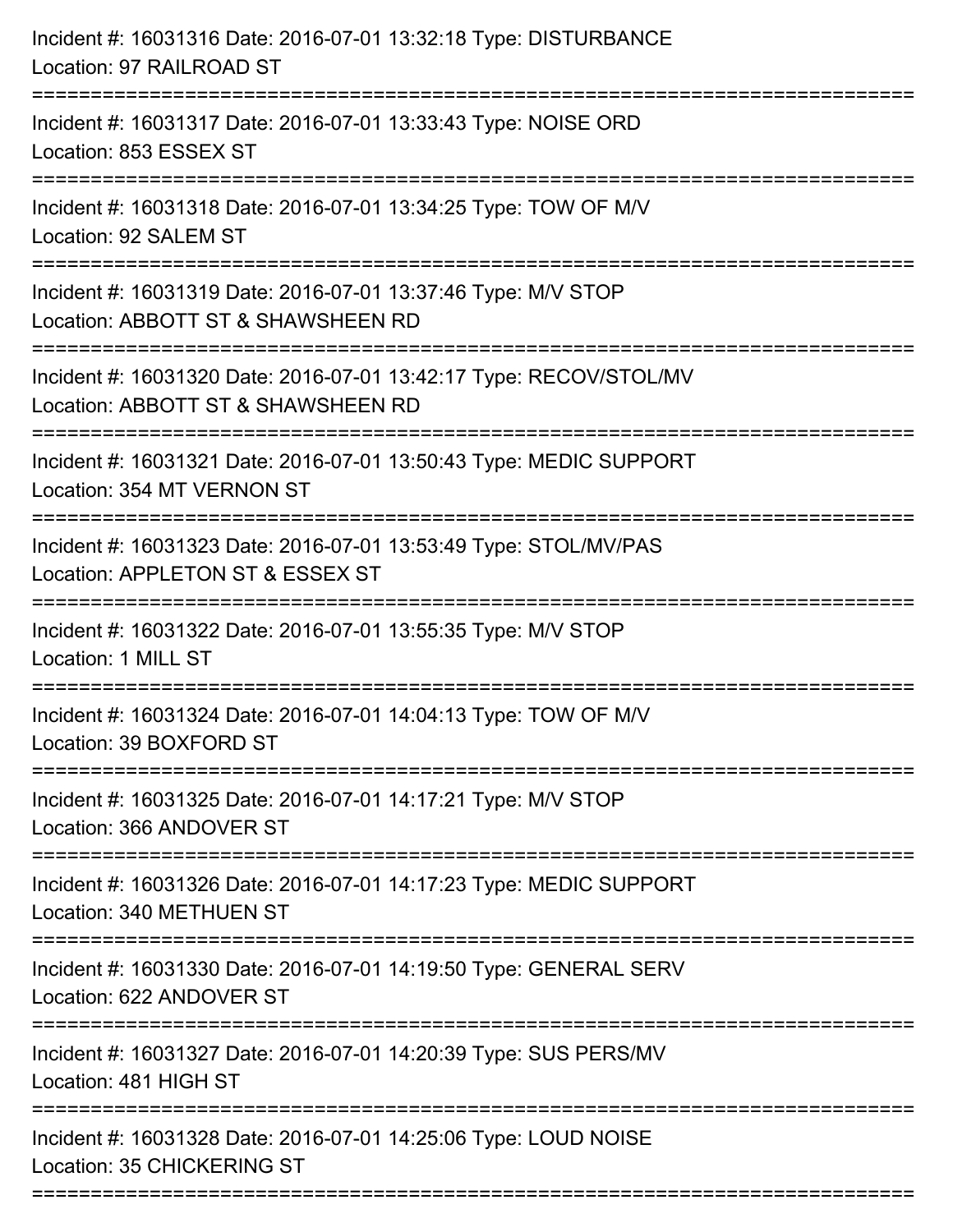Incident #: 16031316 Date: 2016-07-01 13:32:18 Type: DISTURBANCE
Location: 97 RAILROAD ST

===========================================================================

Incident #: 16031317 Date: 2016-07-01 13:33:43 Type: NOISE ORD
Location: 853 ESSEX ST

===========================================================================

Incident #: 16031318 Date: 2016-07-01 13:34:25 Type: TOW OF M/V
Location: 92 SALEM ST

===========================================================================

Incident #: 16031319 Date: 2016-07-01 13:37:46 Type: M/V STOP
Location: ABBOTT ST & SHAWSHEEN RD

===========================================================================

Incident #: 16031320 Date: 2016-07-01 13:42:17 Type: RECOV/STOL/MV
Location: ABBOTT ST & SHAWSHEEN RD

===========================================================================

Incident #: 16031321 Date: 2016-07-01 13:50:43 Type: MEDIC SUPPORT
Location: 354 MT VERNON ST

===========================================================================

Incident #: 16031323 Date: 2016-07-01 13:53:49 Type: STOL/MV/PAS
Location: APPLETON ST & ESSEX ST

===========================================================================

Incident #: 16031322 Date: 2016-07-01 13:55:35 Type: M/V STOP
Location: 1 MILL ST

===========================================================================

Incident #: 16031324 Date: 2016-07-01 14:04:13 Type: TOW OF M/V
Location: 39 BOXFORD ST

===========================================================================

Incident #: 16031325 Date: 2016-07-01 14:17:21 Type: M/V STOP
Location: 366 ANDOVER ST

===========================================================================

Incident #: 16031326 Date: 2016-07-01 14:17:23 Type: MEDIC SUPPORT
Location: 340 METHUEN ST

===========================================================================

Incident #: 16031330 Date: 2016-07-01 14:19:50 Type: GENERAL SERV
Location: 622 ANDOVER ST

===========================================================================

Incident #: 16031327 Date: 2016-07-01 14:20:39 Type: SUS PERS/MV
Location: 481 HIGH ST

===========================================================================

Incident #: 16031328 Date: 2016-07-01 14:25:06 Type: LOUD NOISE
Location: 35 CHICKERING ST

===========================================================================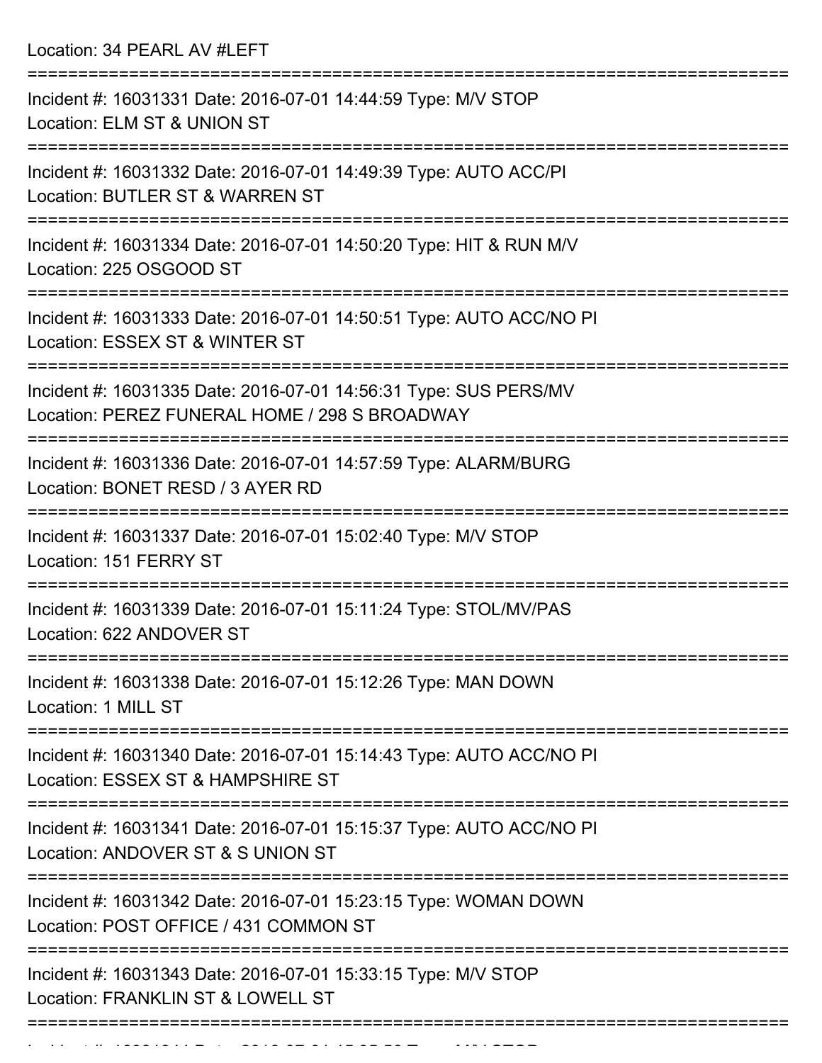Location: 34 PEARL AV #LEFT

===========================================================================

Incident #: 16031331 Date: 2016-07-01 14:44:59 Type: M/V STOP

Location: ELM ST & UNION ST

===========================================================================

Incident #: 16031332 Date: 2016-07-01 14:49:39 Type: AUTO ACC/PI

Location: BUTLER ST & WARREN ST

===========================================================================

Incident #: 16031334 Date: 2016-07-01 14:50:20 Type: HIT & RUN M/V

Location: 225 OSGOOD ST

===========================================================================

Incident #: 16031333 Date: 2016-07-01 14:50:51 Type: AUTO ACC/NO PI

Location: ESSEX ST & WINTER ST

===========================================================================

Incident #: 16031335 Date: 2016-07-01 14:56:31 Type: SUS PERS/MV

Location: PEREZ FUNERAL HOME / 298 S BROADWAY

===========================================================================

Incident #: 16031336 Date: 2016-07-01 14:57:59 Type: ALARM/BURG

Location: BONET RESD / 3 AYER RD

===========================================================================

Incident #: 16031337 Date: 2016-07-01 15:02:40 Type: M/V STOP

Location: 151 FERRY ST

===========================================================================

Incident #: 16031339 Date: 2016-07-01 15:11:24 Type: STOL/MV/PAS

Location: 622 ANDOVER ST

===========================================================================

Incident #: 16031338 Date: 2016-07-01 15:12:26 Type: MAN DOWN

Location: 1 MILL ST

===========================================================================

Incident #: 16031340 Date: 2016-07-01 15:14:43 Type: AUTO ACC/NO PI

Location: ESSEX ST & HAMPSHIRE ST

===========================================================================

Incident #: 16031341 Date: 2016-07-01 15:15:37 Type: AUTO ACC/NO PI

Location: ANDOVER ST & S UNION ST

===========================================================================

Incident #: 16031342 Date: 2016-07-01 15:23:15 Type: WOMAN DOWN

Location: POST OFFICE / 431 COMMON ST

===========================================================================

Incident #: 16031343 Date: 2016-07-01 15:33:15 Type: M/V STOP

Location: FRANKLIN ST & LOWELL ST

===========================================================================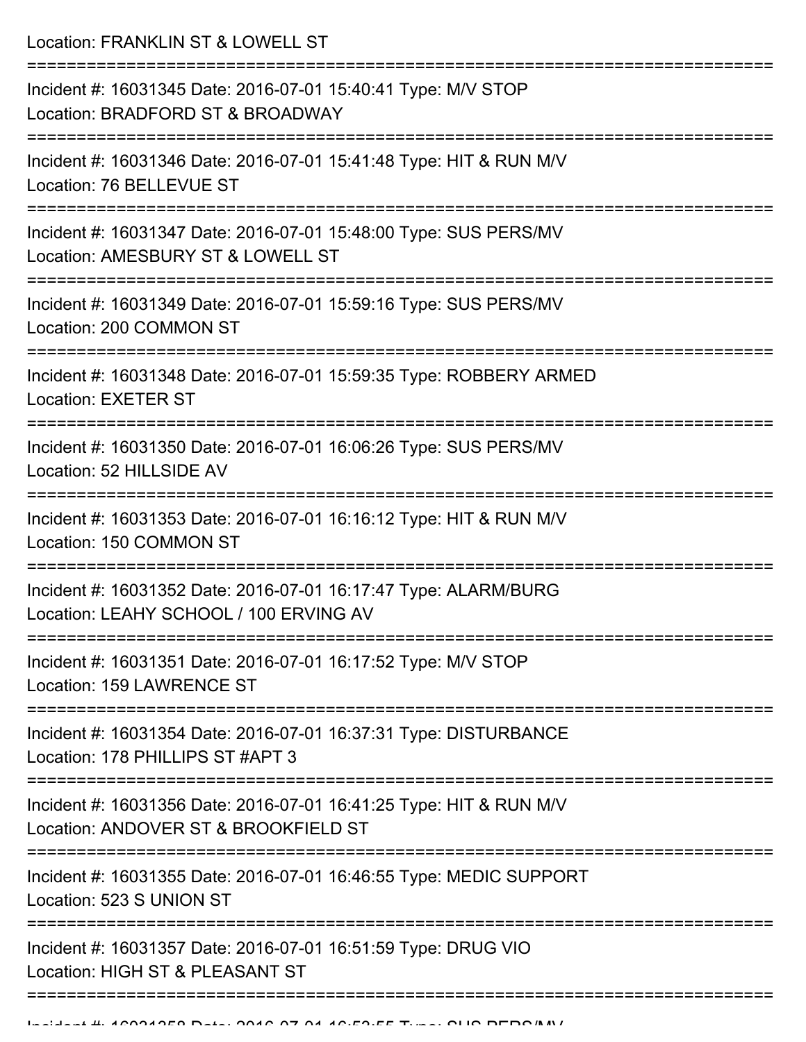Location: FRANKLIN ST & LOWELL ST

===========================================================================

Incident #: 16031345 Date: 2016-07-01 15:40:41 Type: M/V STOP
Location: BRADFORD ST & BROADWAY

===========================================================================

Incident #: 16031346 Date: 2016-07-01 15:41:48 Type: HIT & RUN M/V
Location: 76 BELLEVUE ST

===========================================================================

Incident #: 16031347 Date: 2016-07-01 15:48:00 Type: SUS PERS/MV
Location: AMESBURY ST & LOWELL ST

===========================================================================

Incident #: 16031349 Date: 2016-07-01 15:59:16 Type: SUS PERS/MV
Location: 200 COMMON ST

===========================================================================

Incident #: 16031348 Date: 2016-07-01 15:59:35 Type: ROBBERY ARMED
Location: EXETER ST

===========================================================================

Incident #: 16031350 Date: 2016-07-01 16:06:26 Type: SUS PERS/MV
Location: 52 HILLSIDE AV

===========================================================================

Incident #: 16031353 Date: 2016-07-01 16:16:12 Type: HIT & RUN M/V
Location: 150 COMMON ST

===========================================================================

Incident #: 16031352 Date: 2016-07-01 16:17:47 Type: ALARM/BURG
Location: LEAHY SCHOOL / 100 ERVING AV

===========================================================================

Incident #: 16031351 Date: 2016-07-01 16:17:52 Type: M/V STOP
Location: 159 LAWRENCE ST

===========================================================================

Incident #: 16031354 Date: 2016-07-01 16:37:31 Type: DISTURBANCE
Location: 178 PHILLIPS ST #APT 3

===========================================================================

Incident #: 16031356 Date: 2016-07-01 16:41:25 Type: HIT & RUN M/V
Location: ANDOVER ST & BROOKFIELD ST

===========================================================================

Incident #: 16031355 Date: 2016-07-01 16:46:55 Type: MEDIC SUPPORT
Location: 523 S UNION ST

===========================================================================

Incident #: 16031357 Date: 2016-07-01 16:51:59 Type: DRUG VIO
Location: HIGH ST & PLEASANT ST

===========================================================================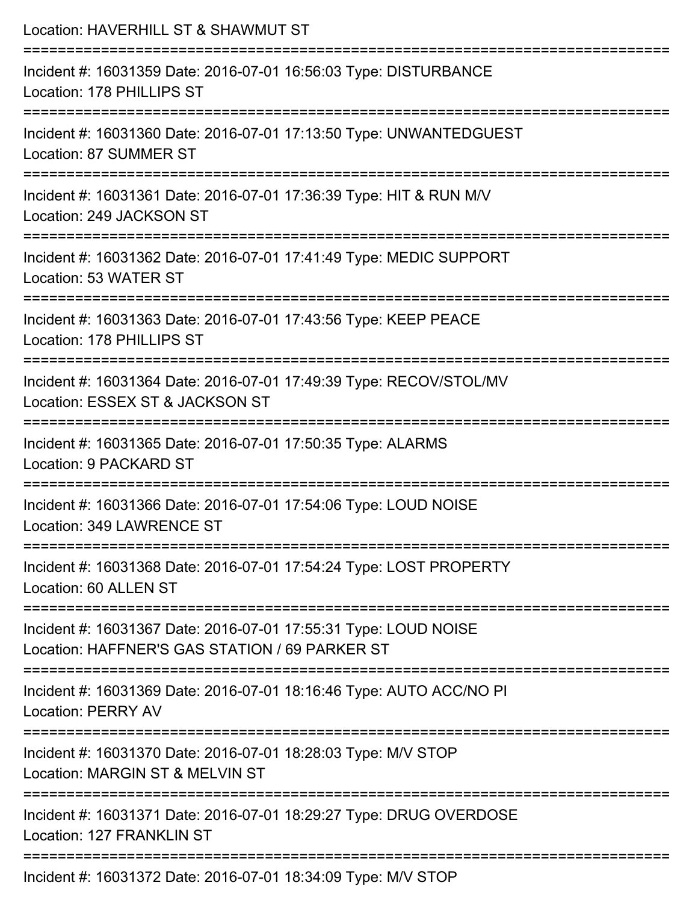Location: HAVERHILL ST & SHAWMUT ST

===========================================================================

Incident #: 16031359 Date: 2016-07-01 16:56:03 Type: DISTURBANCE
Location: 178 PHILLIPS ST

===========================================================================

Incident #: 16031360 Date: 2016-07-01 17:13:50 Type: UNWANTEDGUEST
Location: 87 SUMMER ST

===========================================================================

Incident #: 16031361 Date: 2016-07-01 17:36:39 Type: HIT & RUN M/V
Location: 249 JACKSON ST

===========================================================================

Incident #: 16031362 Date: 2016-07-01 17:41:49 Type: MEDIC SUPPORT
Location: 53 WATER ST

===========================================================================

Incident #: 16031363 Date: 2016-07-01 17:43:56 Type: KEEP PEACE
Location: 178 PHILLIPS ST

===========================================================================

Incident #: 16031364 Date: 2016-07-01 17:49:39 Type: RECOV/STOL/MV
Location: ESSEX ST & JACKSON ST

===========================================================================

Incident #: 16031365 Date: 2016-07-01 17:50:35 Type: ALARMS
Location: 9 PACKARD ST

===========================================================================

Incident #: 16031366 Date: 2016-07-01 17:54:06 Type: LOUD NOISE
Location: 349 LAWRENCE ST

===========================================================================

Incident #: 16031368 Date: 2016-07-01 17:54:24 Type: LOST PROPERTY
Location: 60 ALLEN ST

===========================================================================

Incident #: 16031367 Date: 2016-07-01 17:55:31 Type: LOUD NOISE
Location: HAFFNER'S GAS STATION / 69 PARKER ST

===========================================================================

Incident #: 16031369 Date: 2016-07-01 18:16:46 Type: AUTO ACC/NO PI
Location: PERRY AV

===========================================================================

Incident #: 16031370 Date: 2016-07-01 18:28:03 Type: M/V STOP
Location: MARGIN ST & MELVIN ST

===========================================================================

Incident #: 16031371 Date: 2016-07-01 18:29:27 Type: DRUG OVERDOSE
Location: 127 FRANKLIN ST

===========================================================================

Incident #: 16031372 Date: 2016-07-01 18:34:09 Type: M/V STOP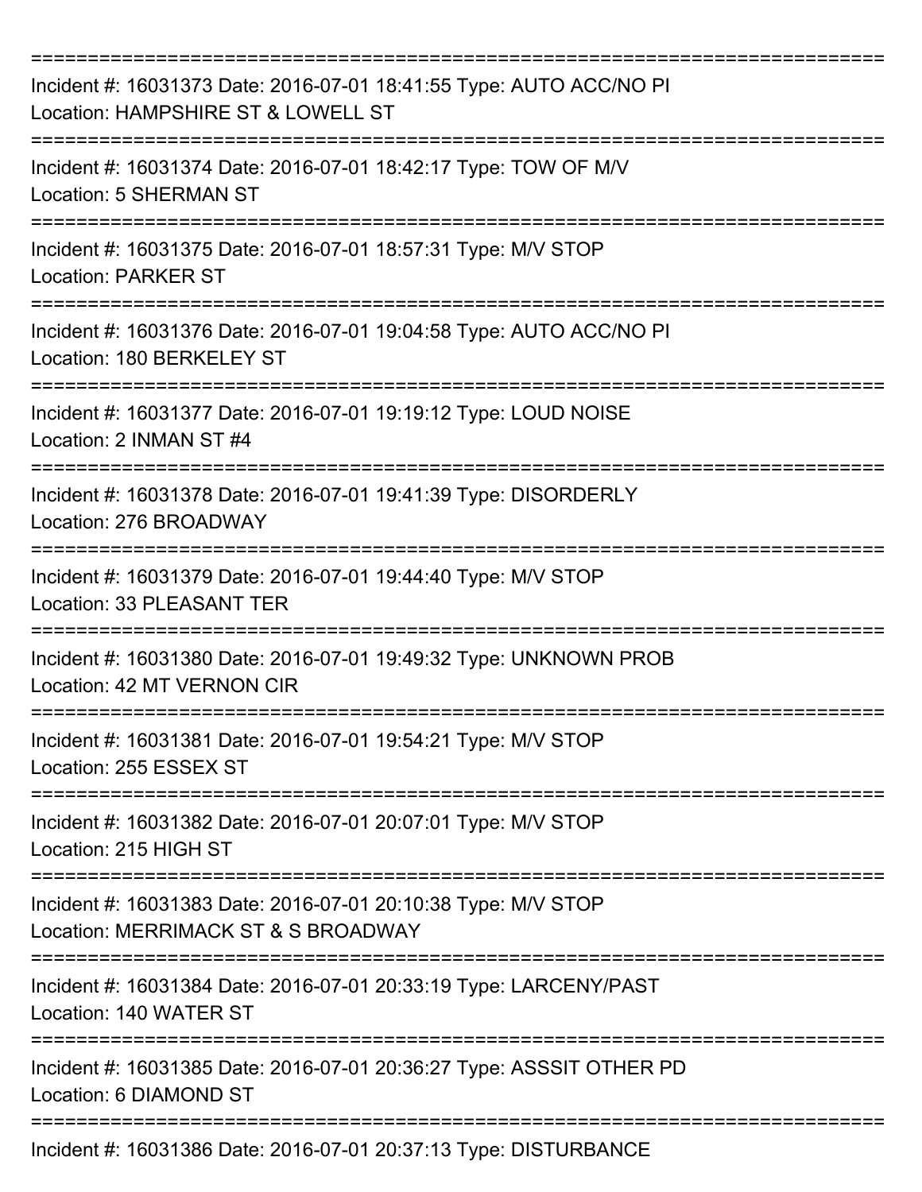===========================================================================

Incident #: 16031373 Date: 2016-07-01 18:41:55 Type: AUTO ACC/NO PI
Location: HAMPSHIRE ST & LOWELL ST

===========================================================================

Incident #: 16031374 Date: 2016-07-01 18:42:17 Type: TOW OF M/V
Location: 5 SHERMAN ST

===========================================================================

Incident #: 16031375 Date: 2016-07-01 18:57:31 Type: M/V STOP
Location: PARKER ST

===========================================================================

Incident #: 16031376 Date: 2016-07-01 19:04:58 Type: AUTO ACC/NO PI
Location: 180 BERKELEY ST

===========================================================================

Incident #: 16031377 Date: 2016-07-01 19:19:12 Type: LOUD NOISE
Location: 2 INMAN ST #4

===========================================================================

Incident #: 16031378 Date: 2016-07-01 19:41:39 Type: DISORDERLY
Location: 276 BROADWAY

===========================================================================

Incident #: 16031379 Date: 2016-07-01 19:44:40 Type: M/V STOP
Location: 33 PLEASANT TER

===========================================================================

Incident #: 16031380 Date: 2016-07-01 19:49:32 Type: UNKNOWN PROB
Location: 42 MT VERNON CIR

===========================================================================

Incident #: 16031381 Date: 2016-07-01 19:54:21 Type: M/V STOP
Location: 255 ESSEX ST

===========================================================================

Incident #: 16031382 Date: 2016-07-01 20:07:01 Type: M/V STOP
Location: 215 HIGH ST

===========================================================================

Incident #: 16031383 Date: 2016-07-01 20:10:38 Type: M/V STOP
Location: MERRIMACK ST & S BROADWAY

===========================================================================

Incident #: 16031384 Date: 2016-07-01 20:33:19 Type: LARCENY/PAST
Location: 140 WATER ST

===========================================================================

Incident #: 16031385 Date: 2016-07-01 20:36:27 Type: ASSSIT OTHER PD
Location: 6 DIAMOND ST

===========================================================================

Incident #: 16031386 Date: 2016-07-01 20:37:13 Type: DISTURBANCE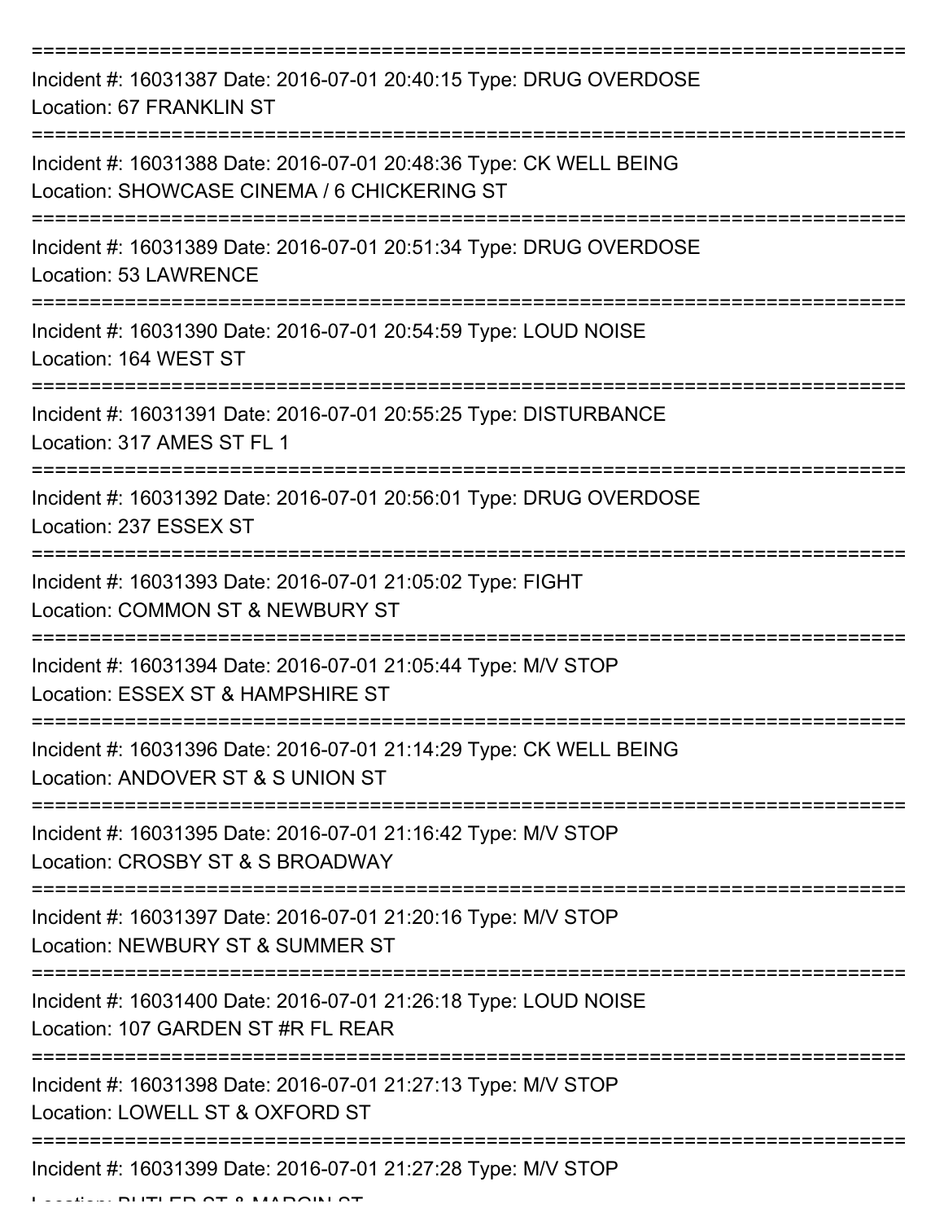Incident #: 16031387 Date: 2016-07-01 20:40:15 Type: DRUG OVERDOSE
Location: 67 FRANKLIN ST

---

Incident #: 16031388 Date: 2016-07-01 20:48:36 Type: CK WELL BEING
Location: SHOWCASE CINEMA / 6 CHICKERING ST

---

Incident #: 16031389 Date: 2016-07-01 20:51:34 Type: DRUG OVERDOSE
Location: 53 LAWRENCE

---

Incident #: 16031390 Date: 2016-07-01 20:54:59 Type: LOUD NOISE
Location: 164 WEST ST

---

Incident #: 16031391 Date: 2016-07-01 20:55:25 Type: DISTURBANCE
Location: 317 AMES ST FL 1

---

Incident #: 16031392 Date: 2016-07-01 20:56:01 Type: DRUG OVERDOSE
Location: 237 ESSEX ST

---

Incident #: 16031393 Date: 2016-07-01 21:05:02 Type: FIGHT
Location: COMMON ST & NEWBURY ST

---

Incident #: 16031394 Date: 2016-07-01 21:05:44 Type: M/V STOP
Location: ESSEX ST & HAMPSHIRE ST

---

Incident #: 16031396 Date: 2016-07-01 21:14:29 Type: CK WELL BEING
Location: ANDOVER ST & S UNION ST

---

Incident #: 16031395 Date: 2016-07-01 21:16:42 Type: M/V STOP
Location: CROSBY ST & S BROADWAY

---

Incident #: 16031397 Date: 2016-07-01 21:20:16 Type: M/V STOP
Location: NEWBURY ST & SUMMER ST

---

Incident #: 16031400 Date: 2016-07-01 21:26:18 Type: LOUD NOISE
Location: 107 GARDEN ST #R FL REAR

---

Incident #: 16031398 Date: 2016-07-01 21:27:13 Type: M/V STOP
Location: LOWELL ST & OXFORD ST

---

Incident #: 16031399 Date: 2016-07-01 21:27:28 Type: M/V STOP
Location: BUTLER ST & MARGIN ST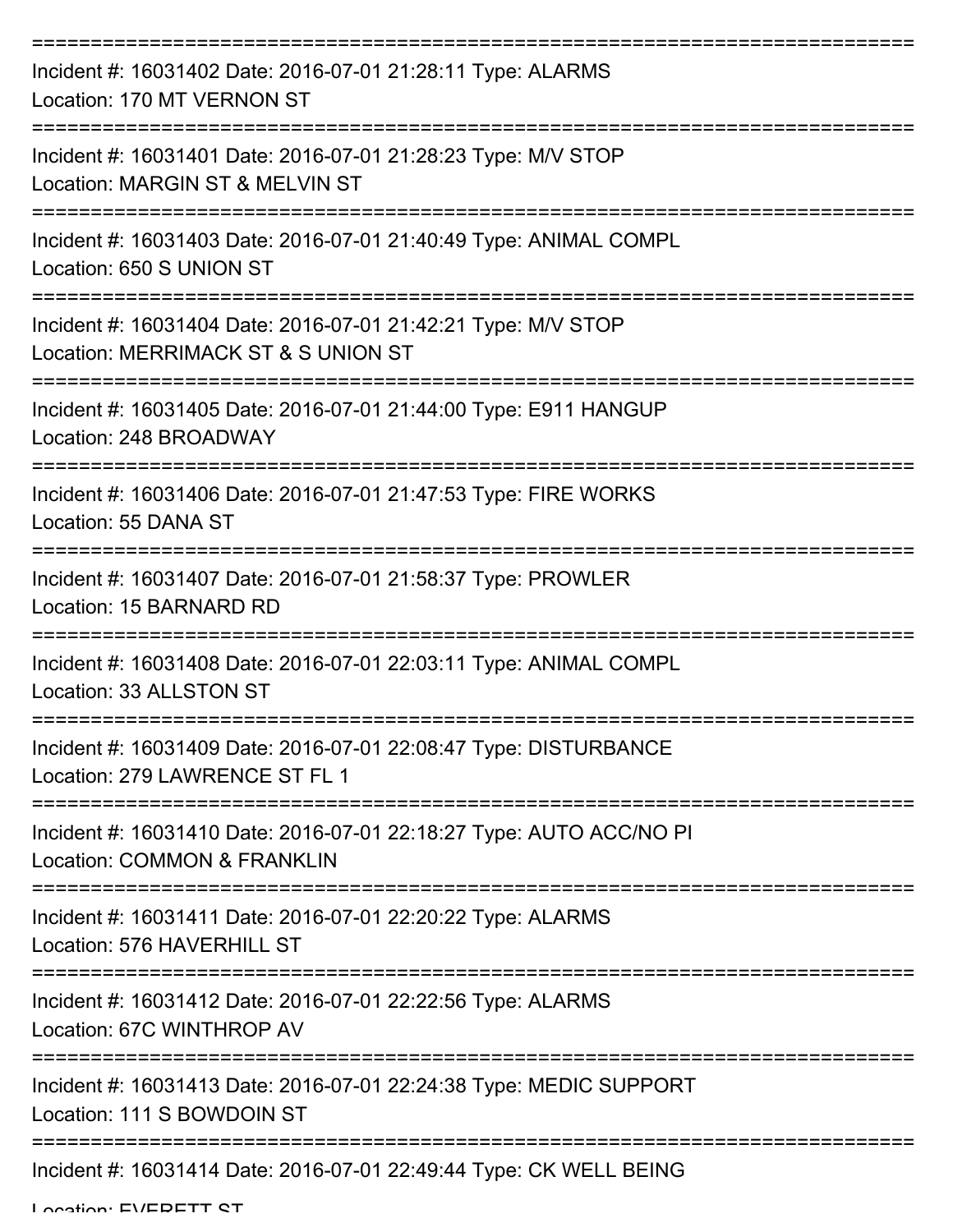===========================================================================
Incident #: 16031402 Date: 2016-07-01 21:28:11 Type: ALARMS
Location: 170 MT VERNON ST
===========================================================================
Incident #: 16031401 Date: 2016-07-01 21:28:23 Type: M/V STOP
Location: MARGIN ST & MELVIN ST
===========================================================================
Incident #: 16031403 Date: 2016-07-01 21:40:49 Type: ANIMAL COMPL
Location: 650 S UNION ST
===========================================================================
Incident #: 16031404 Date: 2016-07-01 21:42:21 Type: M/V STOP
Location: MERRIMACK ST & S UNION ST
===========================================================================
Incident #: 16031405 Date: 2016-07-01 21:44:00 Type: E911 HANGUP
Location: 248 BROADWAY
===========================================================================
Incident #: 16031406 Date: 2016-07-01 21:47:53 Type: FIRE WORKS
Location: 55 DANA ST
===========================================================================
Incident #: 16031407 Date: 2016-07-01 21:58:37 Type: PROWLER
Location: 15 BARNARD RD
===========================================================================
Incident #: 16031408 Date: 2016-07-01 22:03:11 Type: ANIMAL COMPL
Location: 33 ALLSTON ST
===========================================================================
Incident #: 16031409 Date: 2016-07-01 22:08:47 Type: DISTURBANCE
Location: 279 LAWRENCE ST FL 1
===========================================================================
Incident #: 16031410 Date: 2016-07-01 22:18:27 Type: AUTO ACC/NO PI
Location: COMMON & FRANKLIN
===========================================================================
Incident #: 16031411 Date: 2016-07-01 22:20:22 Type: ALARMS
Location: 576 HAVERHILL ST
===========================================================================
Incident #: 16031412 Date: 2016-07-01 22:22:56 Type: ALARMS
Location: 67C WINTHROP AV
===========================================================================
Incident #: 16031413 Date: 2016-07-01 22:24:38 Type: MEDIC SUPPORT
Location: 111 S BOWDOIN ST
===========================================================================
Incident #: 16031414 Date: 2016-07-01 22:49:44 Type: CK WELL BEING
Location: EVERETT ST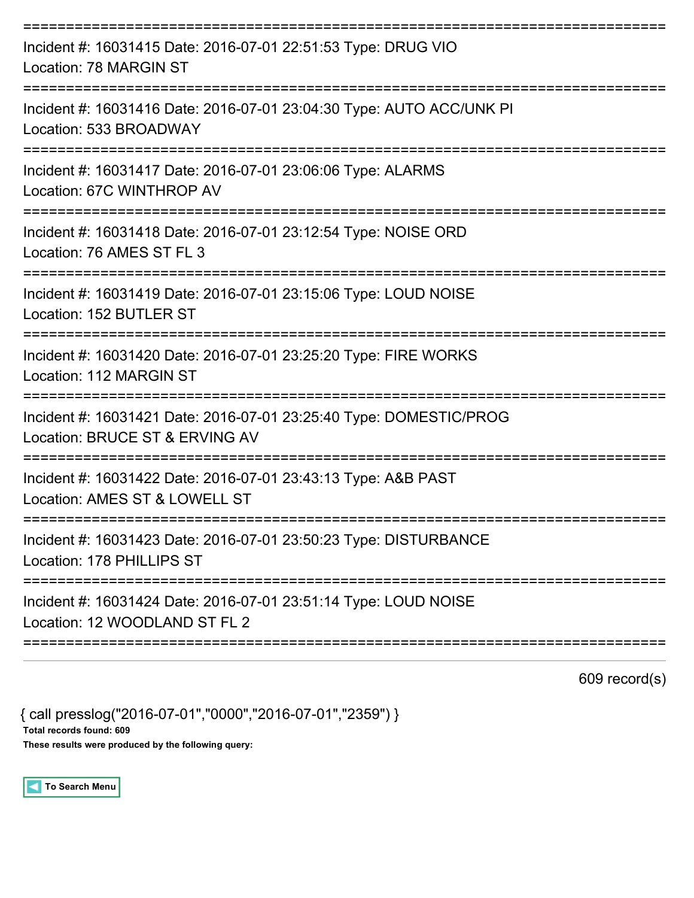===========================================================================

Incident #: 16031415 Date: 2016-07-01 22:51:53 Type: DRUG VIO
Location: 78 MARGIN ST

===========================================================================

Incident #: 16031416 Date: 2016-07-01 23:04:30 Type: AUTO ACC/UNK PI
Location: 533 BROADWAY

===========================================================================

Incident #: 16031417 Date: 2016-07-01 23:06:06 Type: ALARMS
Location: 67C WINTHROP AV

===========================================================================

Incident #: 16031418 Date: 2016-07-01 23:12:54 Type: NOISE ORD
Location: 76 AMES ST FL 3

===========================================================================

Incident #: 16031419 Date: 2016-07-01 23:15:06 Type: LOUD NOISE
Location: 152 BUTLER ST

===========================================================================

Incident #: 16031420 Date: 2016-07-01 23:25:20 Type: FIRE WORKS
Location: 112 MARGIN ST

===========================================================================

Incident #: 16031421 Date: 2016-07-01 23:25:40 Type: DOMESTIC/PROG
Location: BRUCE ST & ERVING AV

===========================================================================

Incident #: 16031422 Date: 2016-07-01 23:43:13 Type: A&B PAST
Location: AMES ST & LOWELL ST

===========================================================================

Incident #: 16031423 Date: 2016-07-01 23:50:23 Type: DISTURBANCE
Location: 178 PHILLIPS ST

===========================================================================

Incident #: 16031424 Date: 2016-07-01 23:51:14 Type: LOUD NOISE
Location: 12 WOODLAND ST FL 2

===========================================================================

609 record(s)

{ call presslog("2016-07-01","0000","2016-07-01","2359") }

**Total records found: 609**

**These results were produced by the following query:**

To Search Menu